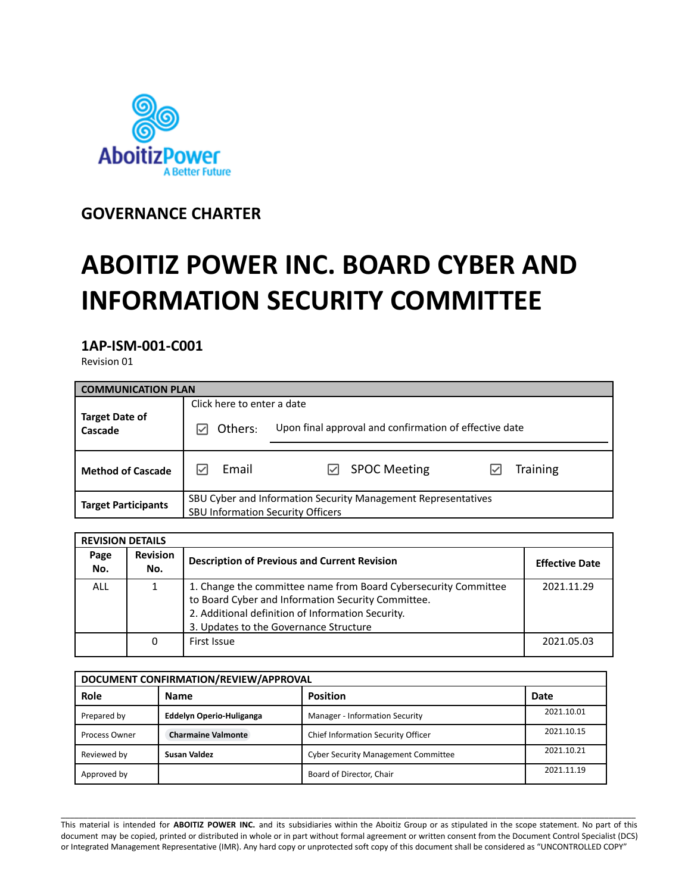## GOVERNANCE CHARTER

# ABOITIZ POWER INC. BOARD CYBER AND INFORMATION SECURITY COMMITTEE

**1AP-ISM-001-C001**
Revision 01

| COMMUNICATION PLAN | | | |
|---|---|---|---|
| **Target Date of Cascade** | Click here to enter a date<br>☑ Others: Upon final approval and confirmation of effective date | | |
| **Method of Cascade** | ☑ Email | ☑ SPOC Meeting | ☑ Training |
| **Target Participants** | SBU Cyber and Information Security Management Representatives<br>SBU Information Security Officers | | |

| REVISION DETAILS | | | |
|---|---|---|---|
| **Page No.** | **Revision No.** | **Description of Previous and Current Revision** | **Effective Date** |
| ALL | 1 | 1. Change the committee name from Board Cybersecurity Committee to Board Cyber and Information Security Committee.<br>2. Additional definition of Information Security.<br>3. Updates to the Governance Structure | 2021.11.29 |
| | 0 | First Issue | 2021.05.03 |

| DOCUMENT CONFIRMATION/REVIEW/APPROVAL | | | |
|---|---|---|---|
| **Role** | **Name** | **Position** | **Date** |
| Prepared by | **Eddelyn Operio-Huliganga** | Manager - Information Security | 2021.10.01 |
| Process Owner | **Charmaine Valmonte** | Chief Information Security Officer | 2021.10.15 |
| Reviewed by | **Susan Valdez** | Cyber Security Management Committee | 2021.10.21 |
| Approved by | | Board of Director, Chair | 2021.11.19 |

This material is intended for **ABOITIZ POWER INC.** and its subsidiaries within the Aboitiz Group or as stipulated in the scope statement. No part of this document may be copied, printed or distributed in whole or in part without formal agreement or written consent from the Document Control Specialist (DCS) or Integrated Management Representative (IMR). Any hard copy or unprotected soft copy of this document shall be considered as "UNCONTROLLED COPY"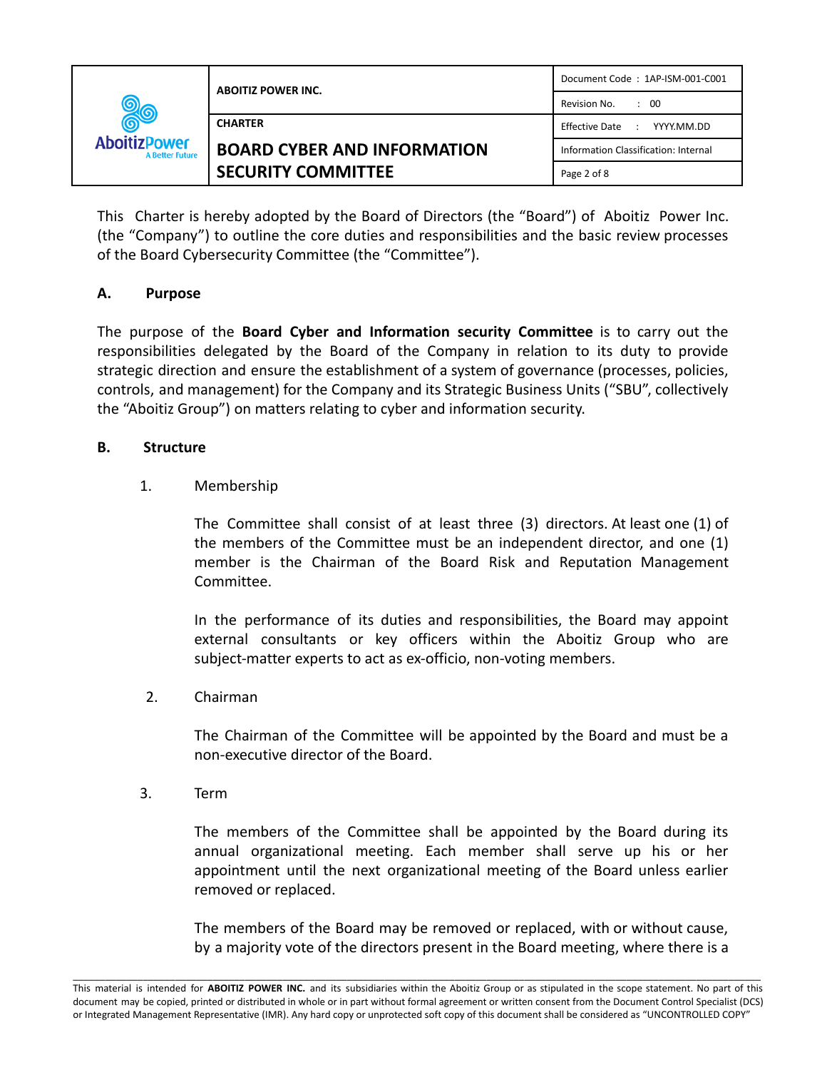This Charter is hereby adopted by the Board of Directors (the "Board") of Aboitiz Power Inc. (the "Company") to outline the core duties and responsibilities and the basic review processes of the Board Cybersecurity Committee (the "Committee").

## A. Purpose

The purpose of the **Board Cyber and Information security Committee** is to carry out the responsibilities delegated by the Board of the Company in relation to its duty to provide strategic direction and ensure the establishment of a system of governance (processes, policies, controls, and management) for the Company and its Strategic Business Units ("SBU", collectively the "Aboitiz Group") on matters relating to cyber and information security.

## B. Structure

1. Membership

   The Committee shall consist of at least three (3) directors. At least one (1) of the members of the Committee must be an independent director, and one (1) member is the Chairman of the Board Risk and Reputation Management Committee.

   In the performance of its duties and responsibilities, the Board may appoint external consultants or key officers within the Aboitiz Group who are subject-matter experts to act as ex-officio, non-voting members.

2. Chairman

   The Chairman of the Committee will be appointed by the Board and must be a non-executive director of the Board.

3. Term

   The members of the Committee shall be appointed by the Board during its annual organizational meeting. Each member shall serve up his or her appointment until the next organizational meeting of the Board unless earlier removed or replaced.

   The members of the Board may be removed or replaced, with or without cause, by a majority vote of the directors present in the Board meeting, where there is a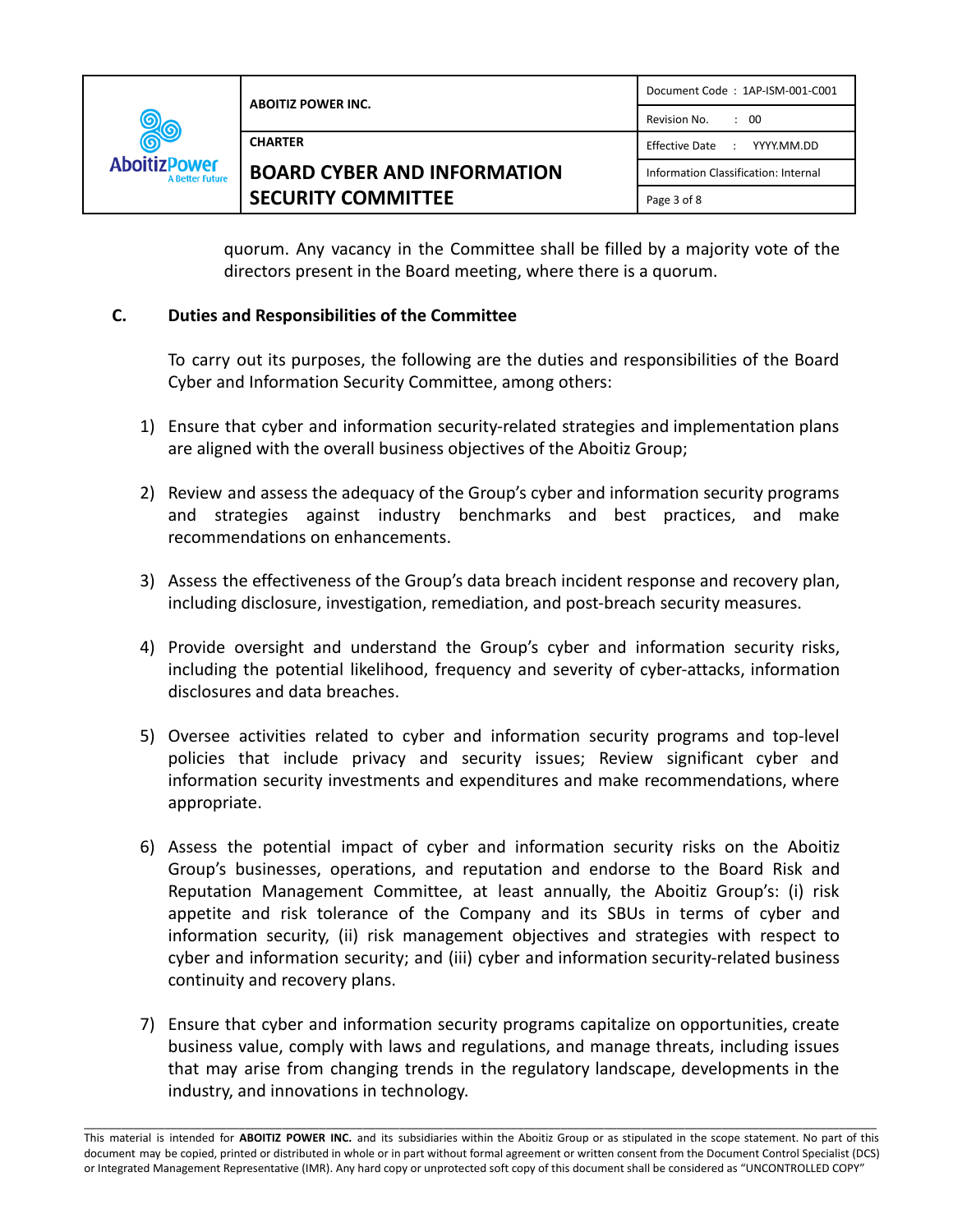quorum. Any vacancy in the Committee shall be filled by a majority vote of the directors present in the Board meeting, where there is a quorum.

## C. Duties and Responsibilities of the Committee

To carry out its purposes, the following are the duties and responsibilities of the Board Cyber and Information Security Committee, among others:

1) Ensure that cyber and information security-related strategies and implementation plans are aligned with the overall business objectives of the Aboitiz Group;

2) Review and assess the adequacy of the Group's cyber and information security programs and strategies against industry benchmarks and best practices, and make recommendations on enhancements.

3) Assess the effectiveness of the Group's data breach incident response and recovery plan, including disclosure, investigation, remediation, and post-breach security measures.

4) Provide oversight and understand the Group's cyber and information security risks, including the potential likelihood, frequency and severity of cyber-attacks, information disclosures and data breaches.

5) Oversee activities related to cyber and information security programs and top-level policies that include privacy and security issues; Review significant cyber and information security investments and expenditures and make recommendations, where appropriate.

6) Assess the potential impact of cyber and information security risks on the Aboitiz Group's businesses, operations, and reputation and endorse to the Board Risk and Reputation Management Committee, at least annually, the Aboitiz Group's: (i) risk appetite and risk tolerance of the Company and its SBUs in terms of cyber and information security, (ii) risk management objectives and strategies with respect to cyber and information security; and (iii) cyber and information security-related business continuity and recovery plans.

7) Ensure that cyber and information security programs capitalize on opportunities, create business value, comply with laws and regulations, and manage threats, including issues that may arise from changing trends in the regulatory landscape, developments in the industry, and innovations in technology.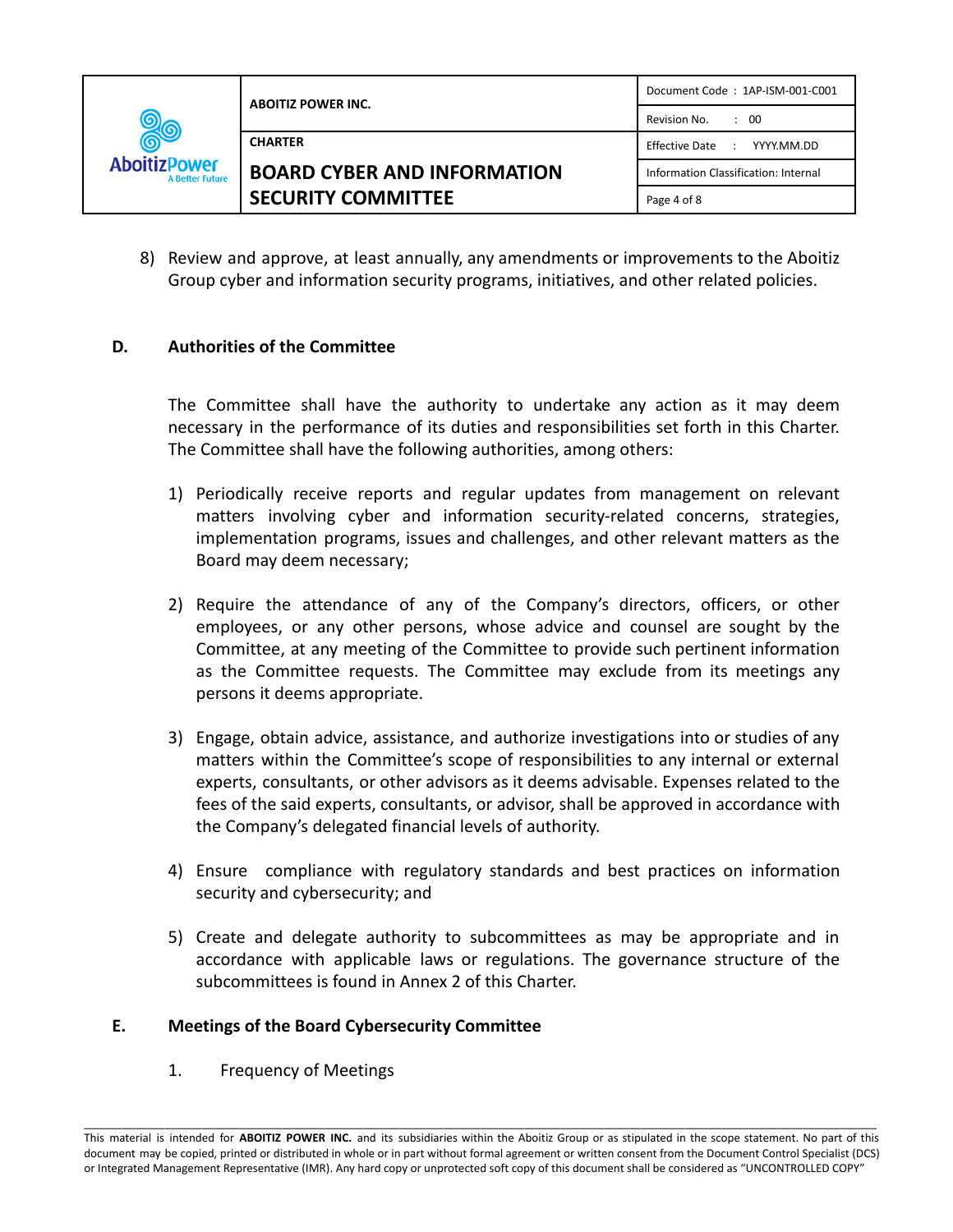8) Review and approve, at least annually, any amendments or improvements to the Aboitiz Group cyber and information security programs, initiatives, and other related policies.

## D. Authorities of the Committee

The Committee shall have the authority to undertake any action as it may deem necessary in the performance of its duties and responsibilities set forth in this Charter. The Committee shall have the following authorities, among others:

1) Periodically receive reports and regular updates from management on relevant matters involving cyber and information security-related concerns, strategies, implementation programs, issues and challenges, and other relevant matters as the Board may deem necessary;

2) Require the attendance of any of the Company's directors, officers, or other employees, or any other persons, whose advice and counsel are sought by the Committee, at any meeting of the Committee to provide such pertinent information as the Committee requests. The Committee may exclude from its meetings any persons it deems appropriate.

3) Engage, obtain advice, assistance, and authorize investigations into or studies of any matters within the Committee's scope of responsibilities to any internal or external experts, consultants, or other advisors as it deems advisable. Expenses related to the fees of the said experts, consultants, or advisor, shall be approved in accordance with the Company's delegated financial levels of authority.

4) Ensure compliance with regulatory standards and best practices on information security and cybersecurity; and

5) Create and delegate authority to subcommittees as may be appropriate and in accordance with applicable laws or regulations. The governance structure of the subcommittees is found in Annex 2 of this Charter.

## E. Meetings of the Board Cybersecurity Committee

1. Frequency of Meetings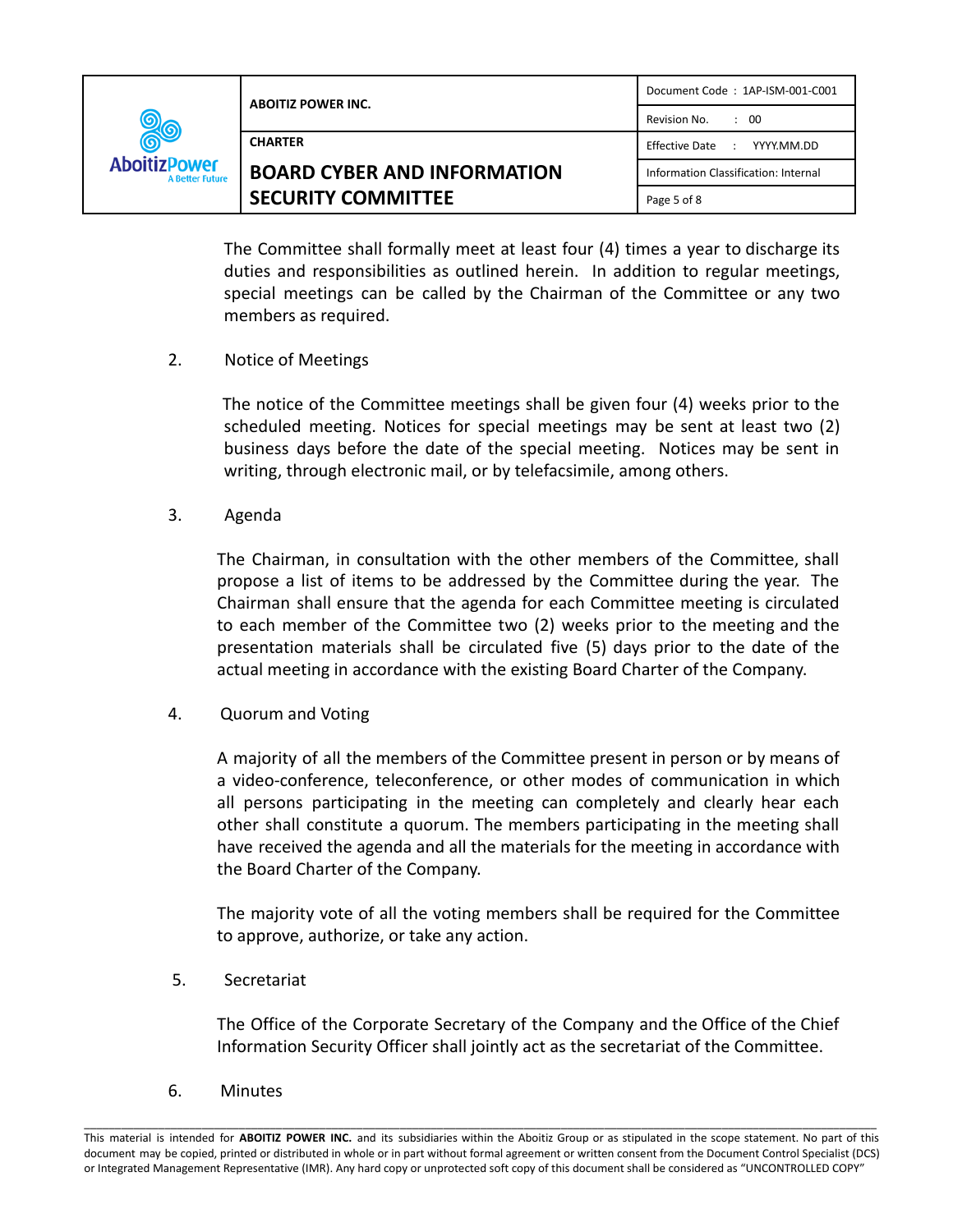The Committee shall formally meet at least four (4) times a year to discharge its duties and responsibilities as outlined herein. In addition to regular meetings, special meetings can be called by the Chairman of the Committee or any two members as required.

2. Notice of Meetings

The notice of the Committee meetings shall be given four (4) weeks prior to the scheduled meeting. Notices for special meetings may be sent at least two (2) business days before the date of the special meeting. Notices may be sent in writing, through electronic mail, or by telefacsimile, among others.

3. Agenda

The Chairman, in consultation with the other members of the Committee, shall propose a list of items to be addressed by the Committee during the year. The Chairman shall ensure that the agenda for each Committee meeting is circulated to each member of the Committee two (2) weeks prior to the meeting and the presentation materials shall be circulated five (5) days prior to the date of the actual meeting in accordance with the existing Board Charter of the Company.

4. Quorum and Voting

A majority of all the members of the Committee present in person or by means of a video-conference, teleconference, or other modes of communication in which all persons participating in the meeting can completely and clearly hear each other shall constitute a quorum. The members participating in the meeting shall have received the agenda and all the materials for the meeting in accordance with the Board Charter of the Company.

The majority vote of all the voting members shall be required for the Committee to approve, authorize, or take any action.

5. Secretariat

The Office of the Corporate Secretary of the Company and the Office of the Chief Information Security Officer shall jointly act as the secretariat of the Committee.

6. Minutes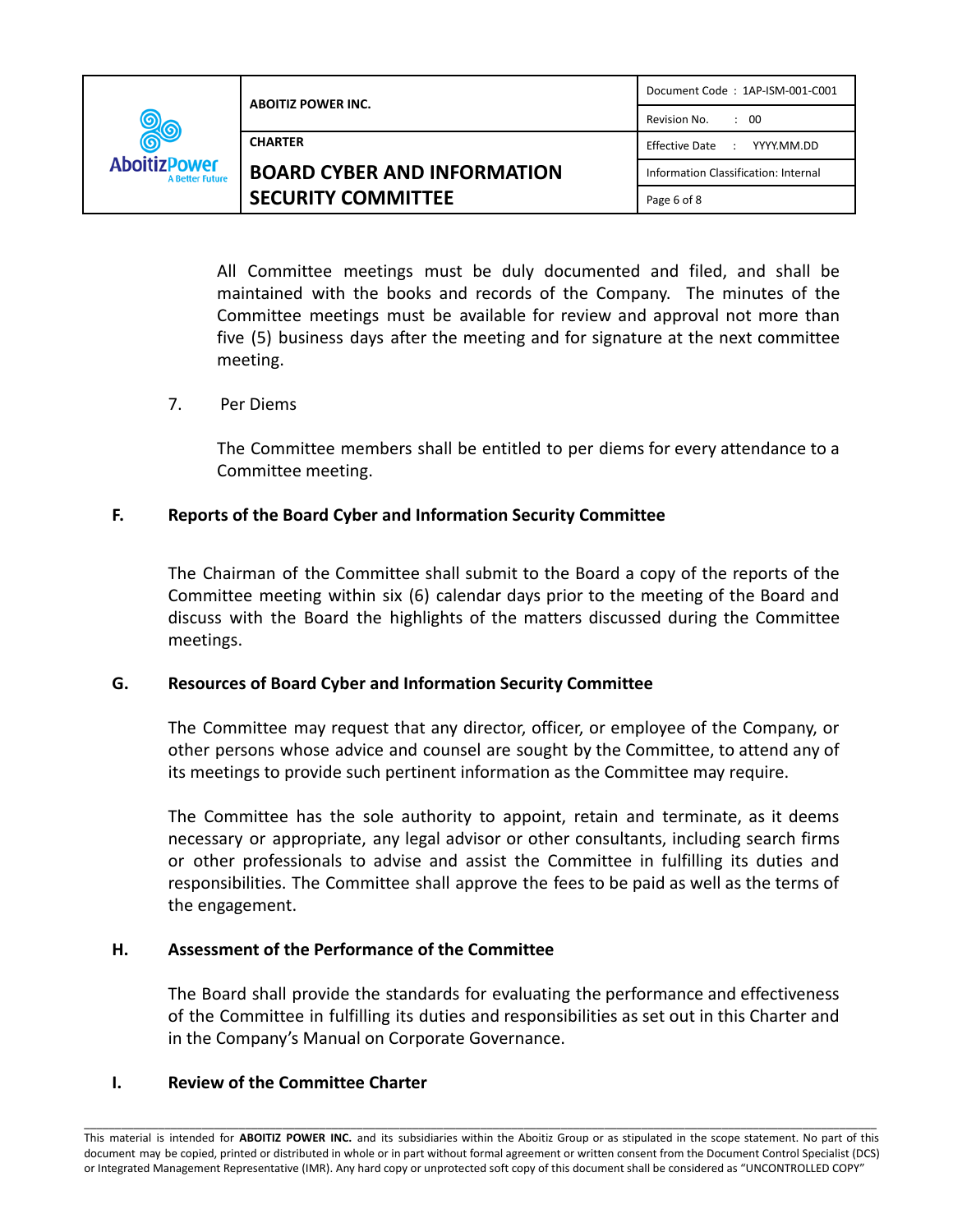All Committee meetings must be duly documented and filed, and shall be maintained with the books and records of the Company. The minutes of the Committee meetings must be available for review and approval not more than five (5) business days after the meeting and for signature at the next committee meeting.

7. Per Diems

The Committee members shall be entitled to per diems for every attendance to a Committee meeting.

## F. Reports of the Board Cyber and Information Security Committee

The Chairman of the Committee shall submit to the Board a copy of the reports of the Committee meeting within six (6) calendar days prior to the meeting of the Board and discuss with the Board the highlights of the matters discussed during the Committee meetings.

## G. Resources of Board Cyber and Information Security Committee

The Committee may request that any director, officer, or employee of the Company, or other persons whose advice and counsel are sought by the Committee, to attend any of its meetings to provide such pertinent information as the Committee may require.

The Committee has the sole authority to appoint, retain and terminate, as it deems necessary or appropriate, any legal advisor or other consultants, including search firms or other professionals to advise and assist the Committee in fulfilling its duties and responsibilities. The Committee shall approve the fees to be paid as well as the terms of the engagement.

## H. Assessment of the Performance of the Committee

The Board shall provide the standards for evaluating the performance and effectiveness of the Committee in fulfilling its duties and responsibilities as set out in this Charter and in the Company's Manual on Corporate Governance.

## I. Review of the Committee Charter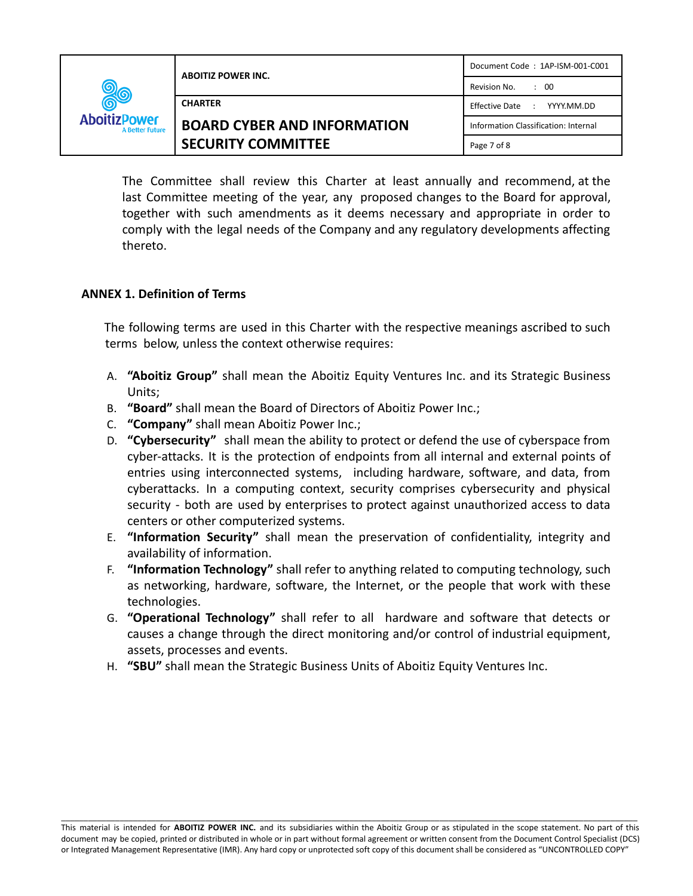The Committee shall review this Charter at least annually and recommend, at the last Committee meeting of the year, any proposed changes to the Board for approval, together with such amendments as it deems necessary and appropriate in order to comply with the legal needs of the Company and any regulatory developments affecting thereto.

**ANNEX 1. Definition of Terms**

The following terms are used in this Charter with the respective meanings ascribed to such terms below, unless the context otherwise requires:

A. **"Aboitiz Group"** shall mean the Aboitiz Equity Ventures Inc. and its Strategic Business Units;
B. **"Board"** shall mean the Board of Directors of Aboitiz Power Inc.;
C. **"Company"** shall mean Aboitiz Power Inc.;
D. **"Cybersecurity"** shall mean the ability to protect or defend the use of cyberspace from cyber-attacks. It is the protection of endpoints from all internal and external points of entries using interconnected systems, including hardware, software, and data, from cyberattacks. In a computing context, security comprises cybersecurity and physical security - both are used by enterprises to protect against unauthorized access to data centers or other computerized systems.
E. **"Information Security"** shall mean the preservation of confidentiality, integrity and availability of information.
F. **"Information Technology"** shall refer to anything related to computing technology, such as networking, hardware, software, the Internet, or the people that work with these technologies.
G. **"Operational Technology"** shall refer to all hardware and software that detects or causes a change through the direct monitoring and/or control of industrial equipment, assets, processes and events.
H. **"SBU"** shall mean the Strategic Business Units of Aboitiz Equity Ventures Inc.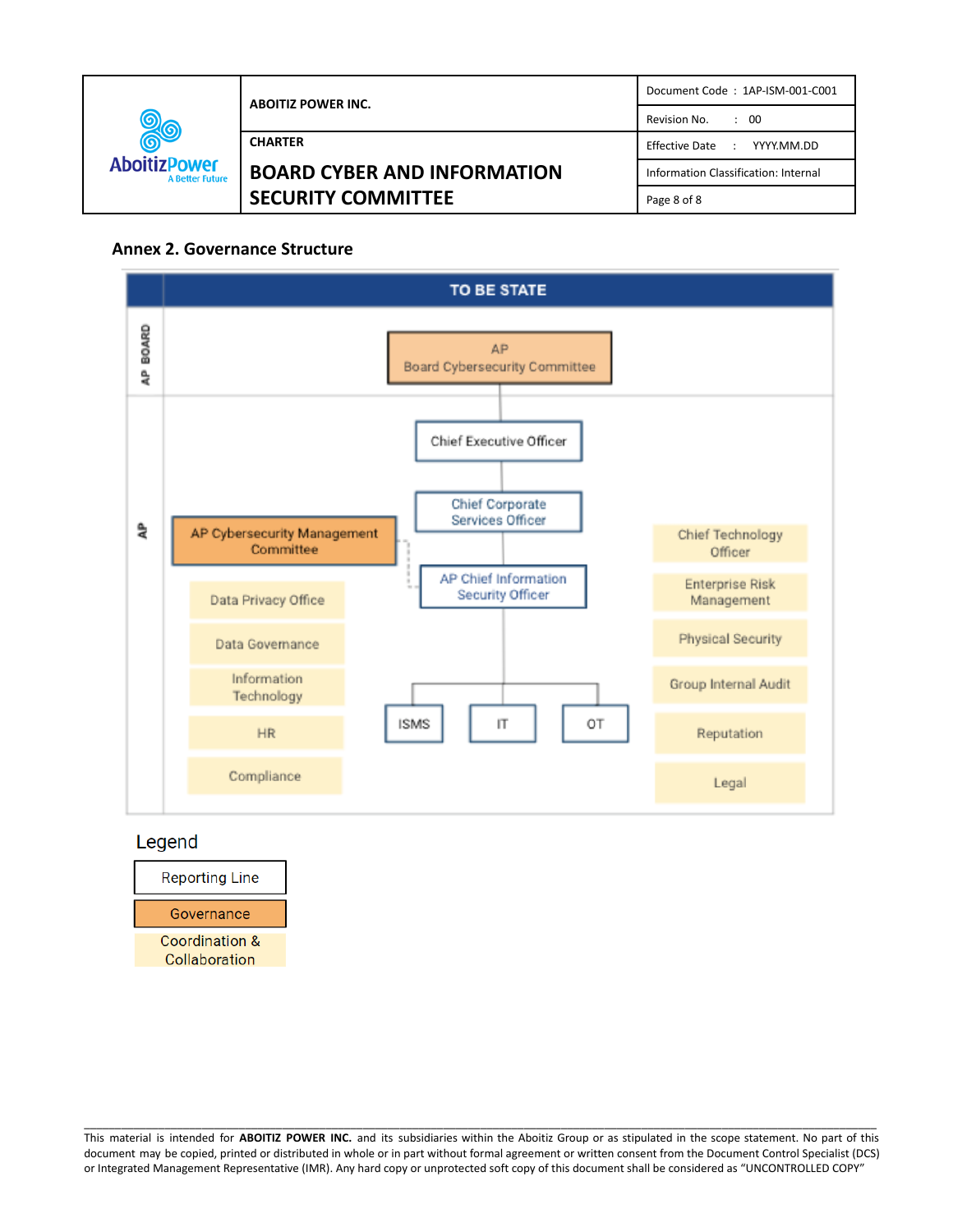## Annex 2. Governance Structure

TO BE STATE

AP BOARD

AP
Board Cybersecurity Committee

AP

Chief Executive Officer

Chief Corporate Services Officer

AP Cybersecurity Management Committee

AP Chief Information Security Officer

Data Privacy Office

Data Governance

Information Technology

HR

Compliance

ISMS

IT

OT

Chief Technology Officer

Enterprise Risk Management

Physical Security

Group Internal Audit

Reputation

Legal

Legend

Reporting Line

Governance

Coordination & Collaboration

This material is intended for **ABOITIZ POWER INC.** and its subsidiaries within the Aboitiz Group or as stipulated in the scope statement. No part of this document may be copied, printed or distributed in whole or in part without formal agreement or written consent from the Document Control Specialist (DCS) or Integrated Management Representative (IMR). Any hard copy or unprotected soft copy of this document shall be considered as "UNCONTROLLED COPY"